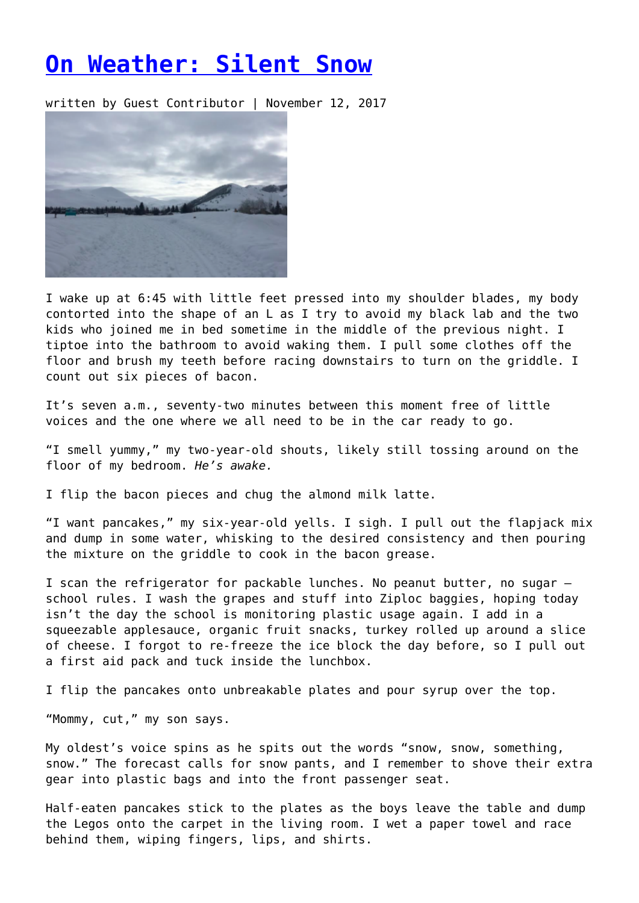# On Weather: Silent Snow

written by Guest Contributor | November 12, 2017

I wake up at 6:45 with little feet pressed into my shoulder blades, my body contorted into the shape of an L as I try to avoid my black lab and the two kids who joined me in bed sometime in the middle of the previous night. I tiptoe into the bathroom to avoid waking them. I pull some clothes off the floor and brush my teeth before racing downstairs to turn on the griddle. I count out six pieces of bacon.

It's seven a.m., seventy-two minutes between this moment free of little voices and the one where we all need to be in the car ready to go.

"I smell yummy," my two-year-old shouts, likely still tossing around on the floor of my bedroom. *He's awake.*

I flip the bacon pieces and chug the almond milk latte.

"I want pancakes," my six-year-old yells. I sigh. I pull out the flapjack mix and dump in some water, whisking to the desired consistency and then pouring the mixture on the griddle to cook in the bacon grease.

I scan the refrigerator for packable lunches. No peanut butter, no sugar — school rules. I wash the grapes and stuff into Ziploc baggies, hoping today isn't the day the school is monitoring plastic usage again. I add in a squeezable applesauce, organic fruit snacks, turkey rolled up around a slice of cheese. I forgot to re-freeze the ice block the day before, so I pull out a first aid pack and tuck inside the lunchbox.

I flip the pancakes onto unbreakable plates and pour syrup over the top.

"Mommy, cut," my son says.

My oldest's voice spins as he spits out the words "snow, snow, something, snow." The forecast calls for snow pants, and I remember to shove their extra gear into plastic bags and into the front passenger seat.

Half-eaten pancakes stick to the plates as the boys leave the table and dump the Legos onto the carpet in the living room. I wet a paper towel and race behind them, wiping fingers, lips, and shirts.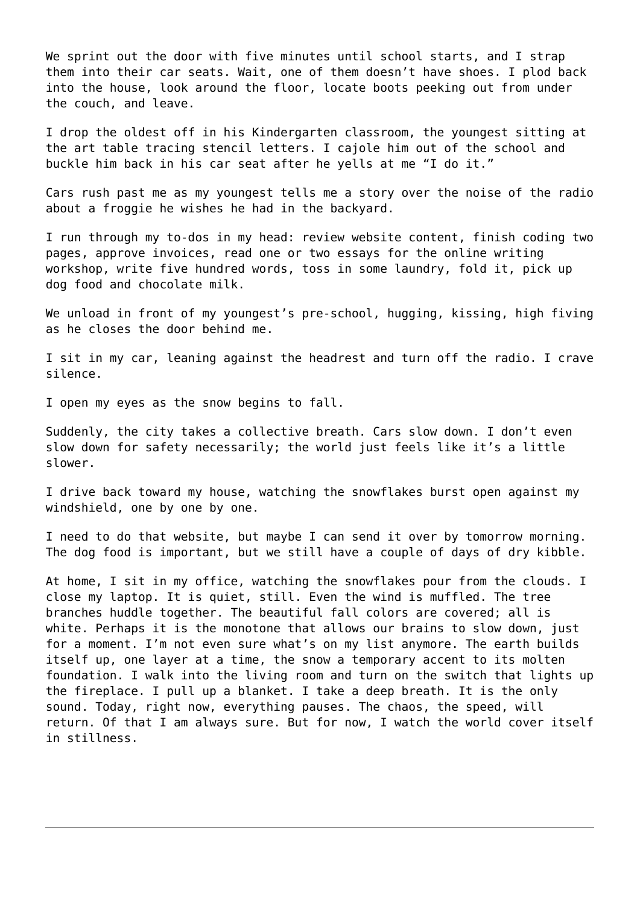We sprint out the door with five minutes until school starts, and I strap them into their car seats. Wait, one of them doesn't have shoes. I plod back into the house, look around the floor, locate boots peeking out from under the couch, and leave.

I drop the oldest off in his Kindergarten classroom, the youngest sitting at the art table tracing stencil letters. I cajole him out of the school and buckle him back in his car seat after he yells at me "I do it."

Cars rush past me as my youngest tells me a story over the noise of the radio about a froggie he wishes he had in the backyard.

I run through my to-dos in my head: review website content, finish coding two pages, approve invoices, read one or two essays for the online writing workshop, write five hundred words, toss in some laundry, fold it, pick up dog food and chocolate milk.

We unload in front of my youngest's pre-school, hugging, kissing, high fiving as he closes the door behind me.

I sit in my car, leaning against the headrest and turn off the radio. I crave silence.

I open my eyes as the snow begins to fall.

Suddenly, the city takes a collective breath. Cars slow down. I don't even slow down for safety necessarily; the world just feels like it's a little slower.

I drive back toward my house, watching the snowflakes burst open against my windshield, one by one by one.

I need to do that website, but maybe I can send it over by tomorrow morning. The dog food is important, but we still have a couple of days of dry kibble.

At home, I sit in my office, watching the snowflakes pour from the clouds. I close my laptop. It is quiet, still. Even the wind is muffled. The tree branches huddle together. The beautiful fall colors are covered; all is white. Perhaps it is the monotone that allows our brains to slow down, just for a moment. I'm not even sure what's on my list anymore. The earth builds itself up, one layer at a time, the snow a temporary accent to its molten foundation. I walk into the living room and turn on the switch that lights up the fireplace. I pull up a blanket. I take a deep breath. It is the only sound. Today, right now, everything pauses. The chaos, the speed, will return. Of that I am always sure. But for now, I watch the world cover itself in stillness.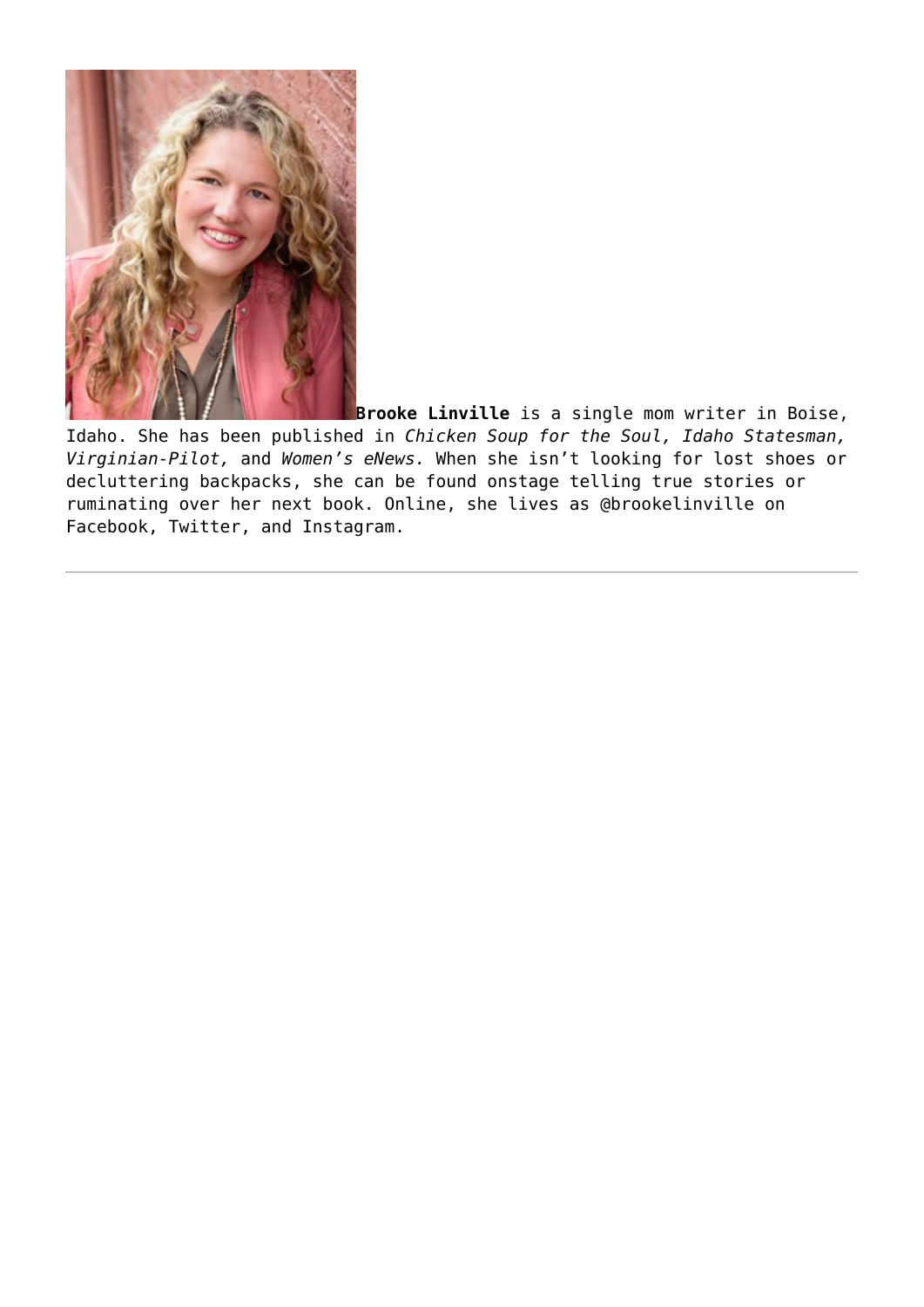**Brooke Linville** is a single mom writer in Boise, Idaho. She has been published in *Chicken Soup for the Soul, Idaho Statesman, Virginian-Pilot,* and *Women's eNews.* When she isn't looking for lost shoes or decluttering backpacks, she can be found onstage telling true stories or ruminating over her next book. Online, she lives as @brookelinville on Facebook, Twitter, and Instagram.

---